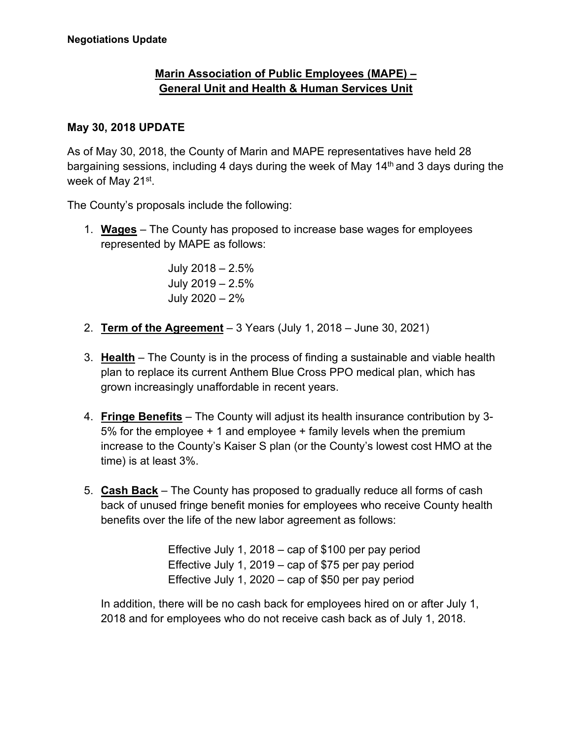**Negotiations Update**

## Marin Association of Public Employees (MAPE) – General Unit and Health & Human Services Unit

### May 30, 2018 UPDATE

As of May 30, 2018, the County of Marin and MAPE representatives have held 28 bargaining sessions, including 4 days during the week of May 14th and 3 days during the week of May 21st.

The County's proposals include the following:

1. **Wages** – The County has proposed to increase base wages for employees represented by MAPE as follows:

   July 2018 – 2.5%
   July 2019 – 2.5%
   July 2020 – 2%

2. **Term of the Agreement** – 3 Years (July 1, 2018 – June 30, 2021)

3. **Health** – The County is in the process of finding a sustainable and viable health plan to replace its current Anthem Blue Cross PPO medical plan, which has grown increasingly unaffordable in recent years.

4. **Fringe Benefits** – The County will adjust its health insurance contribution by 3-5% for the employee + 1 and employee + family levels when the premium increase to the County's Kaiser S plan (or the County's lowest cost HMO at the time) is at least 3%.

5. **Cash Back** – The County has proposed to gradually reduce all forms of cash back of unused fringe benefit monies for employees who receive County health benefits over the life of the new labor agreement as follows:

   Effective July 1, 2018 – cap of $100 per pay period
   Effective July 1, 2019 – cap of $75 per pay period
   Effective July 1, 2020 – cap of $50 per pay period

   In addition, there will be no cash back for employees hired on or after July 1, 2018 and for employees who do not receive cash back as of July 1, 2018.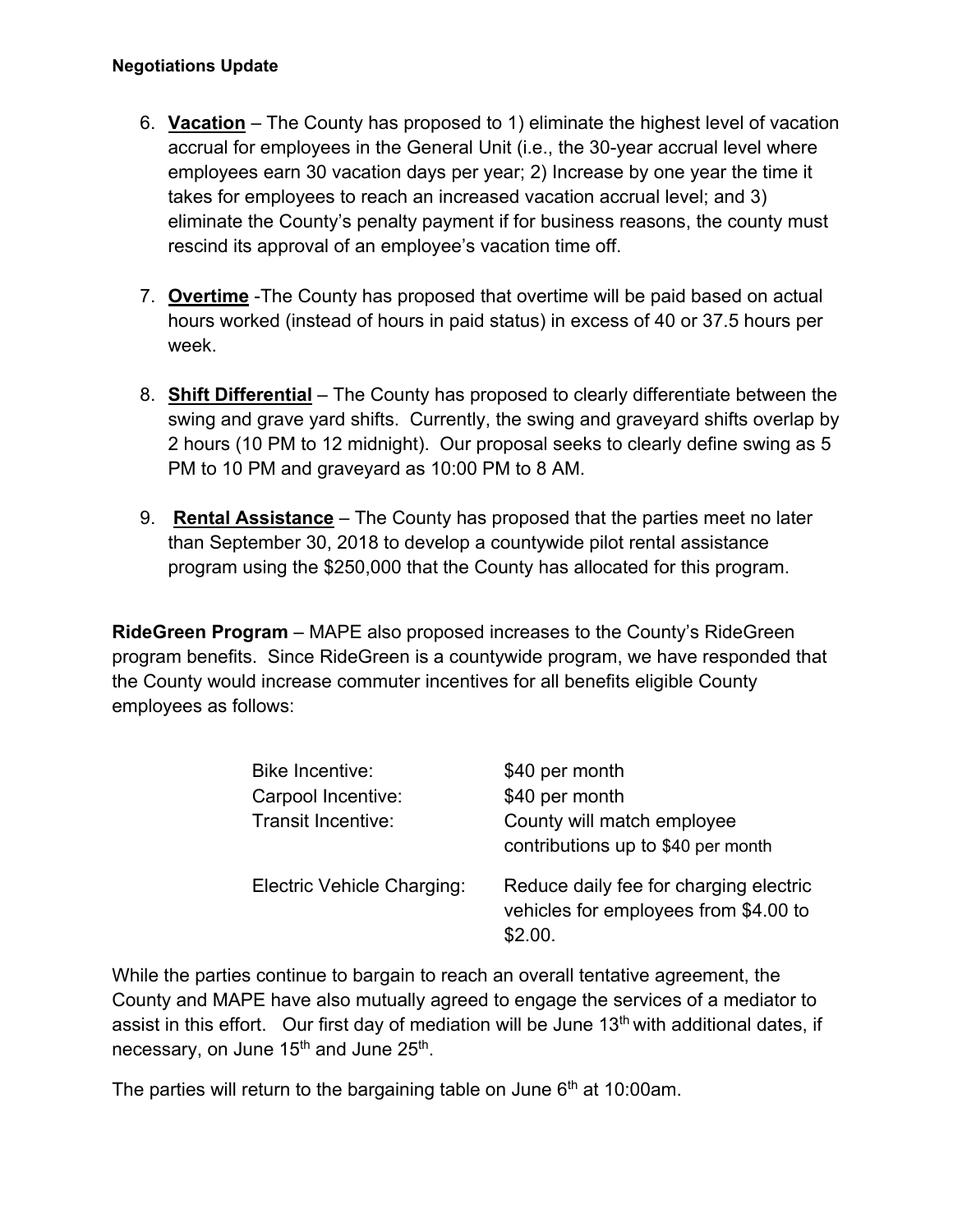**Negotiations Update**

6. **Vacation** – The County has proposed to 1) eliminate the highest level of vacation accrual for employees in the General Unit (i.e., the 30-year accrual level where employees earn 30 vacation days per year; 2) Increase by one year the time it takes for employees to reach an increased vacation accrual level; and 3) eliminate the County's penalty payment if for business reasons, the county must rescind its approval of an employee's vacation time off.

7. **Overtime** -The County has proposed that overtime will be paid based on actual hours worked (instead of hours in paid status) in excess of 40 or 37.5 hours per week.

8. **Shift Differential** – The County has proposed to clearly differentiate between the swing and grave yard shifts. Currently, the swing and graveyard shifts overlap by 2 hours (10 PM to 12 midnight). Our proposal seeks to clearly define swing as 5 PM to 10 PM and graveyard as 10:00 PM to 8 AM.

9. **Rental Assistance** – The County has proposed that the parties meet no later than September 30, 2018 to develop a countywide pilot rental assistance program using the $250,000 that the County has allocated for this program.

**RideGreen Program** – MAPE also proposed increases to the County's RideGreen program benefits. Since RideGreen is a countywide program, we have responded that the County would increase commuter incentives for all benefits eligible County employees as follows:

| | |
|---|---|
| Bike Incentive: | $40 per month |
| Carpool Incentive: | $40 per month |
| Transit Incentive: | County will match employee contributions up to $40 per month |
| Electric Vehicle Charging: | Reduce daily fee for charging electric vehicles for employees from $4.00 to $2.00. |

While the parties continue to bargain to reach an overall tentative agreement, the County and MAPE have also mutually agreed to engage the services of a mediator to assist in this effort. Our first day of mediation will be June 13th with additional dates, if necessary, on June 15th and June 25th.

The parties will return to the bargaining table on June 6th at 10:00am.